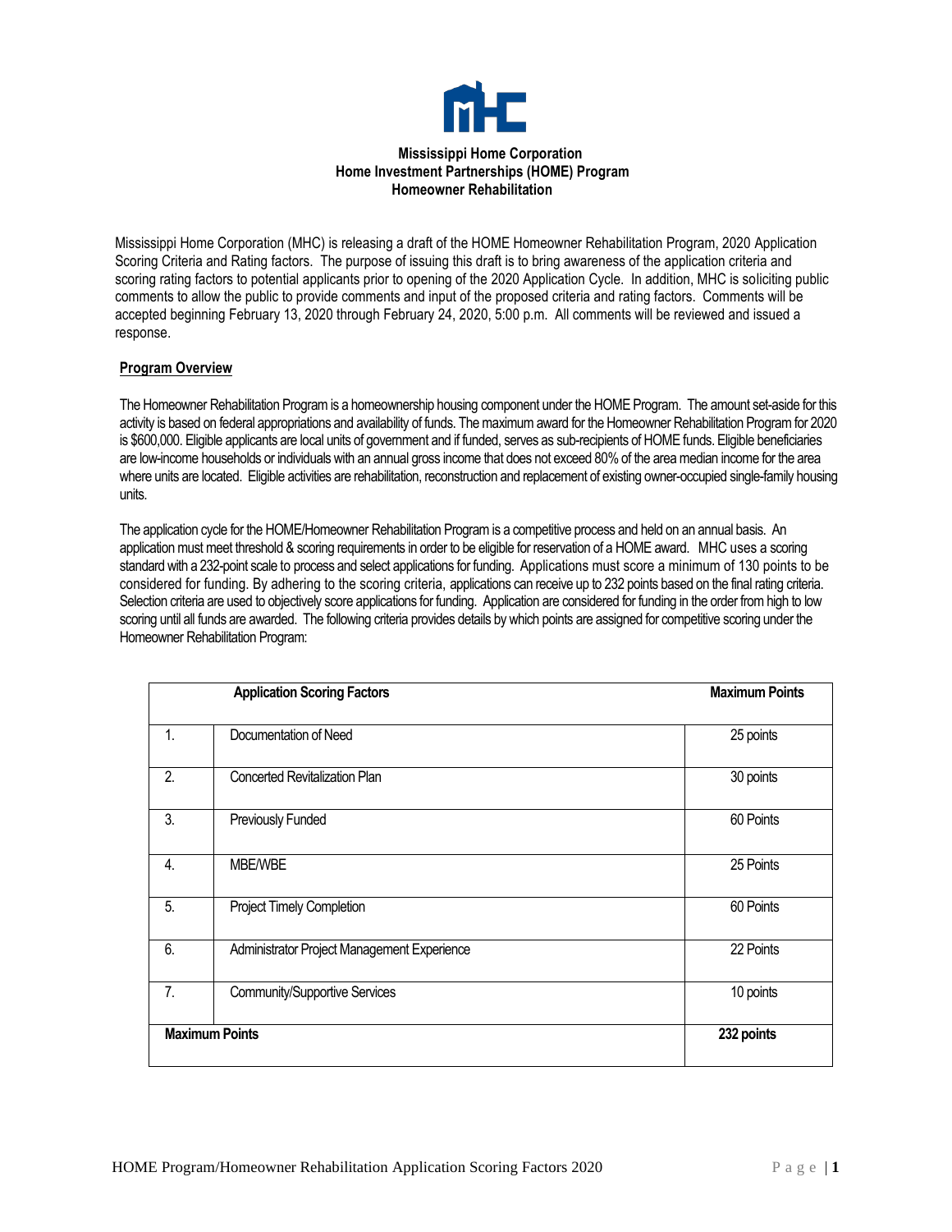**Mississippi Home Corporation**
**Home Investment Partnerships (HOME) Program**
**Homeowner Rehabilitation**

Mississippi Home Corporation (MHC) is releasing a draft of the HOME Homeowner Rehabilitation Program, 2020 Application Scoring Criteria and Rating factors. The purpose of issuing this draft is to bring awareness of the application criteria and scoring rating factors to potential applicants prior to opening of the 2020 Application Cycle. In addition, MHC is soliciting public comments to allow the public to provide comments and input of the proposed criteria and rating factors. Comments will be accepted beginning February 13, 2020 through February 24, 2020, 5:00 p.m. All comments will be reviewed and issued a response.

## Program Overview

The Homeowner Rehabilitation Program is a homeownership housing component under the HOME Program. The amount set-aside for this activity is based on federal appropriations and availability of funds. The maximum award for the Homeowner Rehabilitation Program for 2020 is $600,000. Eligible applicants are local units of government and if funded, serves as sub-recipients of HOME funds. Eligible beneficiaries are low-income households or individuals with an annual gross income that does not exceed 80% of the area median income for the area where units are located. Eligible activities are rehabilitation, reconstruction and replacement of existing owner-occupied single-family housing units.

The application cycle for the HOME/Homeowner Rehabilitation Program is a competitive process and held on an annual basis. An application must meet threshold & scoring requirements in order to be eligible for reservation of a HOME award. MHC uses a scoring standard with a 232-point scale to process and select applications for funding. Applications must score a minimum of 130 points to be considered for funding. By adhering to the scoring criteria, applications can receive up to 232 points based on the final rating criteria. Selection criteria are used to objectively score applications for funding. Application are considered for funding in the order from high to low scoring until all funds are awarded. The following criteria provides details by which points are assigned for competitive scoring under the Homeowner Rehabilitation Program:

| | Application Scoring Factors | Maximum Points |
|---|---|---|
| 1. | Documentation of Need | 25 points |
| 2. | Concerted Revitalization Plan | 30 points |
| 3. | Previously Funded | 60 Points |
| 4. | MBE/WBE | 25 Points |
| 5. | Project Timely Completion | 60 Points |
| 6. | Administrator Project Management Experience | 22 Points |
| 7. | Community/Supportive Services | 10 points |
| **Maximum Points** | | **232 points** |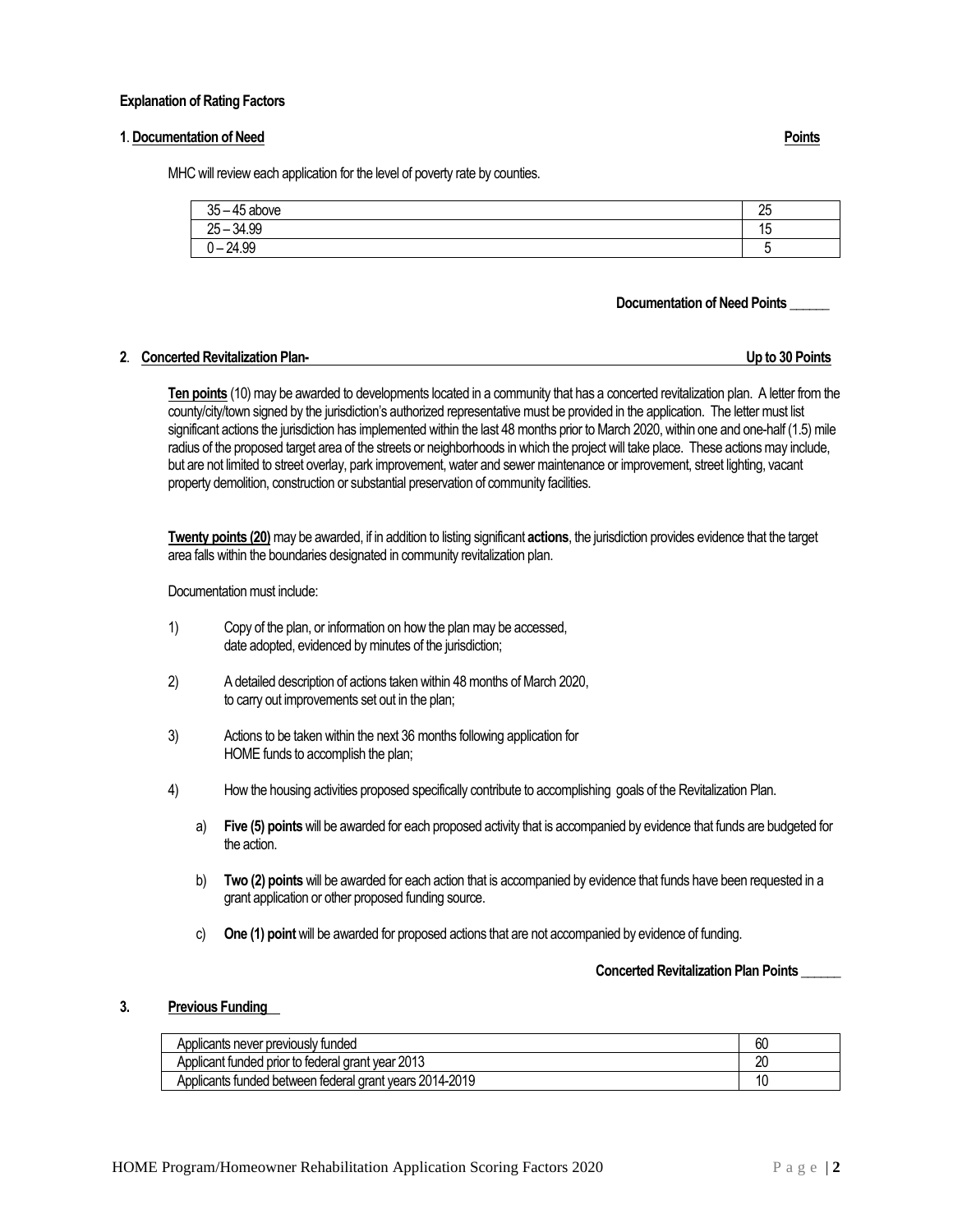**Explanation of Rating Factors**

**1**. **Documentation of Need** **Points**

MHC will review each application for the level of poverty rate by counties.

| | |
|---|---|
| 35 – 45 above | 25 |
| 25 – 34.99 | 15 |
| 0 – 24.99 | 5 |

**Documentation of Need Points \_\_\_\_\_\_**

**2**. **Concerted Revitalization Plan-** **Up to 30 Points**

**Ten points** (10) may be awarded to developments located in a community that has a concerted revitalization plan. A letter from the county/city/town signed by the jurisdiction's authorized representative must be provided in the application. The letter must list significant actions the jurisdiction has implemented within the last 48 months prior to March 2020, within one and one-half (1.5) mile radius of the proposed target area of the streets or neighborhoods in which the project will take place. These actions may include, but are not limited to street overlay, park improvement, water and sewer maintenance or improvement, street lighting, vacant property demolition, construction or substantial preservation of community facilities.

**Twenty points (20)** may be awarded, if in addition to listing significant **actions**, the jurisdiction provides evidence that the target area falls within the boundaries designated in community revitalization plan.

Documentation must include:

1) Copy of the plan, or information on how the plan may be accessed, date adopted, evidenced by minutes of the jurisdiction;

2) A detailed description of actions taken within 48 months of March 2020, to carry out improvements set out in the plan;

3) Actions to be taken within the next 36 months following application for HOME funds to accomplish the plan;

4) How the housing activities proposed specifically contribute to accomplishing goals of the Revitalization Plan.

   a) **Five (5) points** will be awarded for each proposed activity that is accompanied by evidence that funds are budgeted for the action.

   b) **Two (2) points** will be awarded for each action that is accompanied by evidence that funds have been requested in a grant application or other proposed funding source.

   c) **One (1) point** will be awarded for proposed actions that are not accompanied by evidence of funding.

**Concerted Revitalization Plan Points \_\_\_\_\_\_**

**3.** **Previous Funding**

| | |
|---|---|
| Applicants never previously funded | 60 |
| Applicant funded prior to federal grant year 2013 | 20 |
| Applicants funded between federal grant years 2014-2019 | 10 |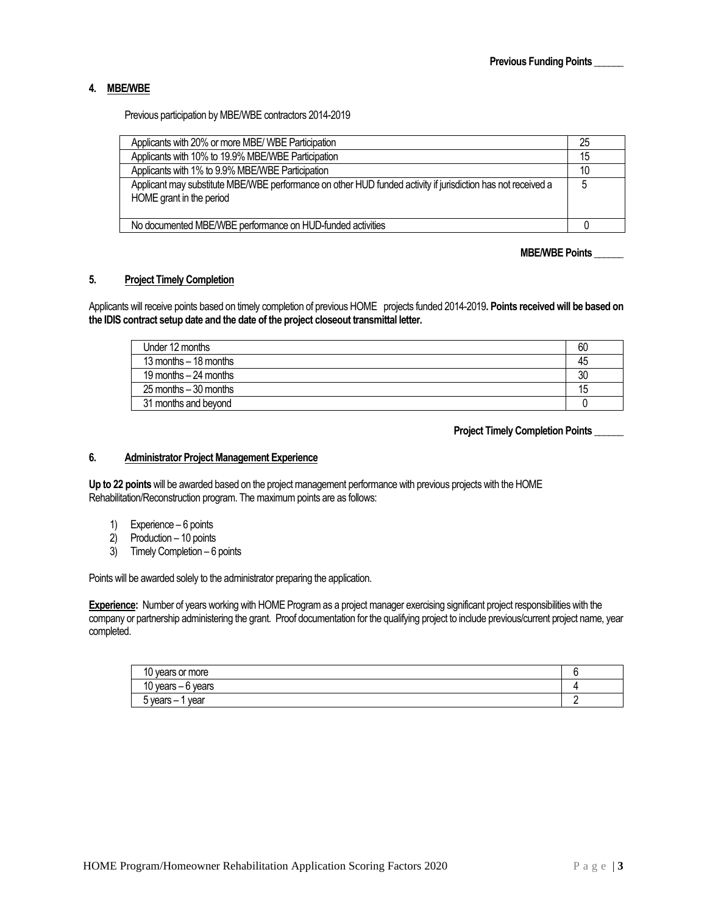**Previous Funding Points \_\_\_\_\_\_**

## 4. MBE/WBE

Previous participation by MBE/WBE contractors 2014-2019

| | |
|---|---|
| Applicants with 20% or more MBE/ WBE Participation | 25 |
| Applicants with 10% to 19.9% MBE/WBE Participation | 15 |
| Applicants with 1% to 9.9% MBE/WBE Participation | 10 |
| Applicant may substitute MBE/WBE performance on other HUD funded activity if jurisdiction has not received a HOME grant in the period | 5 |
| No documented MBE/WBE performance on HUD-funded activities | 0 |

**MBE/WBE Points \_\_\_\_\_\_**

## 5. Project Timely Completion

Applicants will receive points based on timely completion of previous HOME projects funded 2014-2019**. Points received will be based on the IDIS contract setup date and the date of the project closeout transmittal letter.**

| | |
|---|---|
| Under 12 months | 60 |
| 13 months – 18 months | 45 |
| 19 months – 24 months | 30 |
| 25 months – 30 months | 15 |
| 31 months and beyond | 0 |

**Project Timely Completion Points \_\_\_\_\_\_**

## 6. Administrator Project Management Experience

**Up to 22 points** will be awarded based on the project management performance with previous projects with the HOME Rehabilitation/Reconstruction program. The maximum points are as follows:

1) Experience – 6 points
2) Production – 10 points
3) Timely Completion – 6 points

Points will be awarded solely to the administrator preparing the application.

**Experience:** Number of years working with HOME Program as a project manager exercising significant project responsibilities with the company or partnership administering the grant. Proof documentation for the qualifying project to include previous/current project name, year completed.

| | |
|---|---|
| 10 years or more | 6 |
| 10 years – 6 years | 4 |
| 5 years – 1 year | 2 |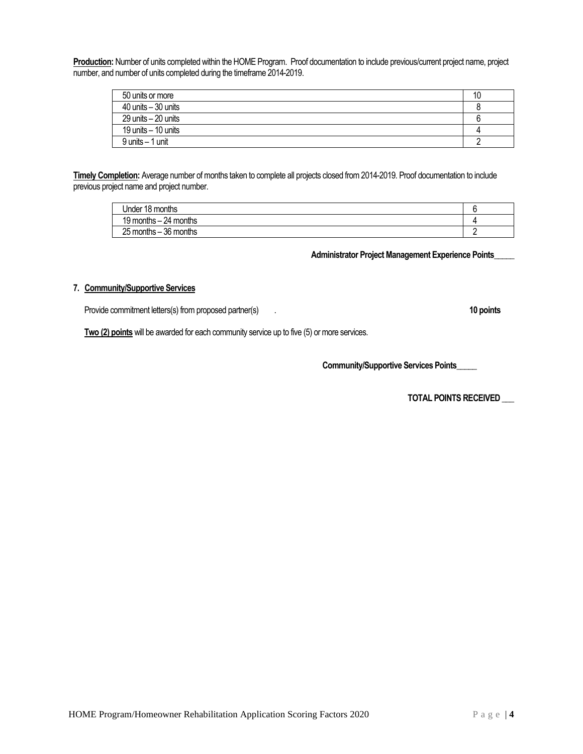**Production:** Number of units completed within the HOME Program. Proof documentation to include previous/current project name, project number, and number of units completed during the timeframe 2014-2019.

| | |
|---|---|
| 50 units or more | 10 |
| 40 units – 30 units | 8 |
| 29 units – 20 units | 6 |
| 19 units – 10 units | 4 |
| 9 units – 1 unit | 2 |

**Timely Completion:** Average number of months taken to complete all projects closed from 2014-2019. Proof documentation to include previous project name and project number.

| | |
|---|---|
| Under 18 months | 6 |
| 19 months – 24 months | 4 |
| 25 months – 36 months | 2 |

**Administrator Project Management Experience Points_____**

**7. Community/Supportive Services**

Provide commitment letters(s) from proposed partner(s) . **10 points**

**Two (2) points** will be awarded for each community service up to five (5) or more services.

**Community/Supportive Services Points_____**

**TOTAL POINTS RECEIVED ___**